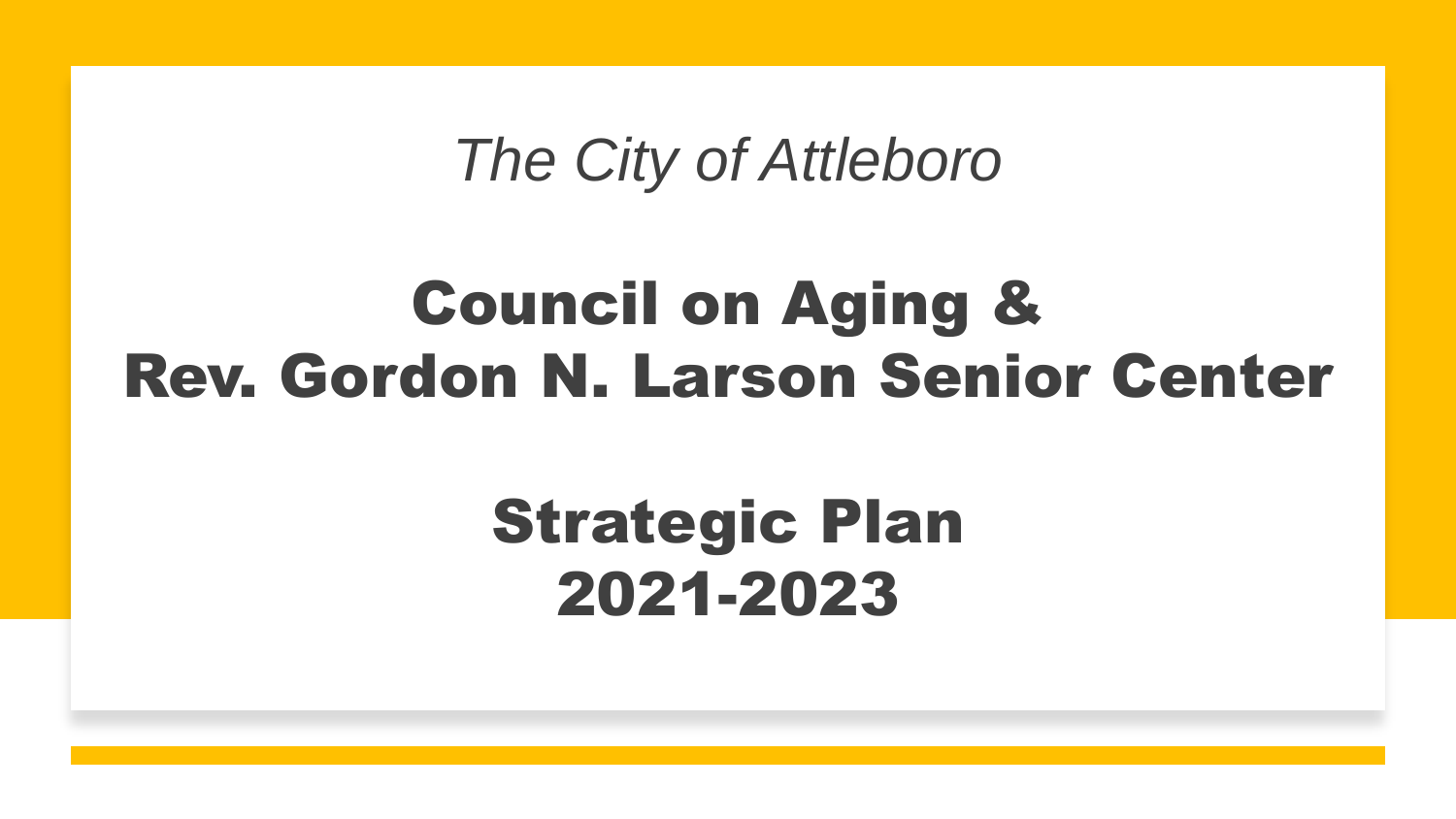*The City of Attleboro*

# Council on Aging & Rev. Gordon N. Larson Senior Center

# Strategic Plan 2021-2023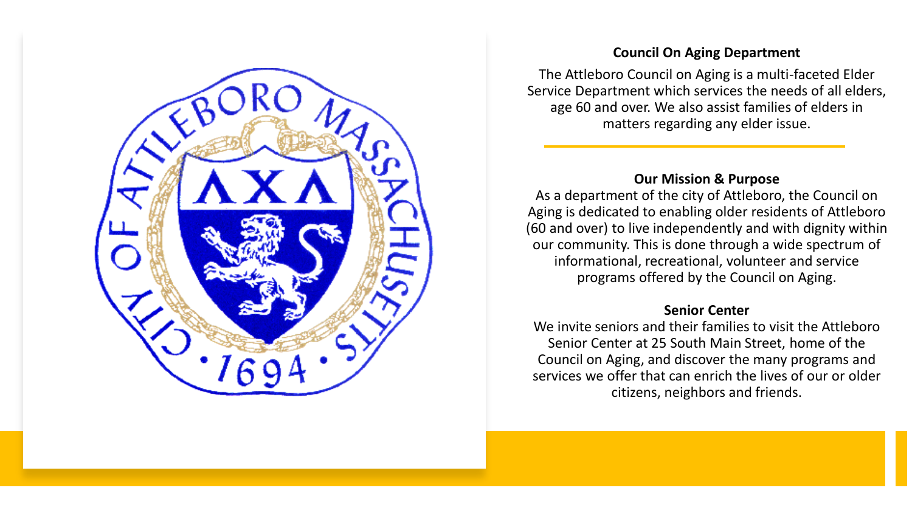### Council On Aging Department

The Attleboro Council on Aging is a multi-faceted Elder Service Department which services the needs of all elders, age 60 and over. We also assist families of elders in matters regarding any elder issue.

### Our Mission & Purpose

As a department of the city of Attleboro, the Council on Aging is dedicated to enabling older residents of Attleboro (60 and over) to live independently and with dignity within our community. This is done through a wide spectrum of informational, recreational, volunteer and service programs offered by the Council on Aging.

### Senior Center

We invite seniors and their families to visit the Attleboro Senior Center at 25 South Main Street, home of the Council on Aging, and discover the many programs and services we offer that can enrich the lives of our or older citizens, neighbors and friends.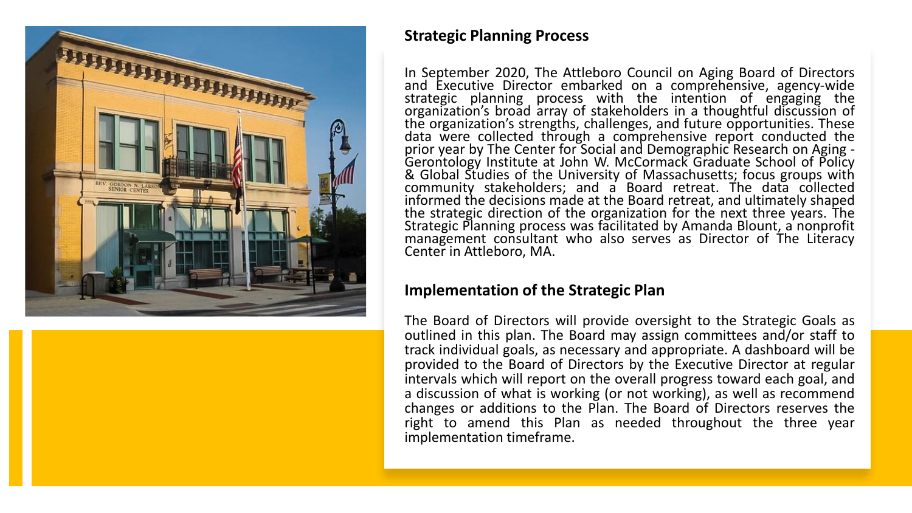## Strategic Planning Process

In September 2020, The Attleboro Council on Aging Board of Directors and Executive Director embarked on a comprehensive, agency-wide strategic planning process with the intention of engaging the organization's broad array of stakeholders in a thoughtful discussion of the organization's strengths, challenges, and future opportunities. These data were collected through a comprehensive report conducted the prior year by The Center for Social and Demographic Research on Aging - Gerontology Institute at John W. McCormack Graduate School of Policy & Global Studies of the University of Massachusetts; focus groups with community stakeholders; and a Board retreat. The data collected informed the decisions made at the Board retreat, and ultimately shaped the strategic direction of the organization for the next three years. The Strategic Planning process was facilitated by Amanda Blount, a nonprofit management consultant who also serves as Director of The Literacy Center in Attleboro, MA.

## Implementation of the Strategic Plan

The Board of Directors will provide oversight to the Strategic Goals as outlined in this plan. The Board may assign committees and/or staff to track individual goals, as necessary and appropriate. A dashboard will be provided to the Board of Directors by the Executive Director at regular intervals which will report on the overall progress toward each goal, and a discussion of what is working (or not working), as well as recommend changes or additions to the Plan. The Board of Directors reserves the right to amend this Plan as needed throughout the three year implementation timeframe.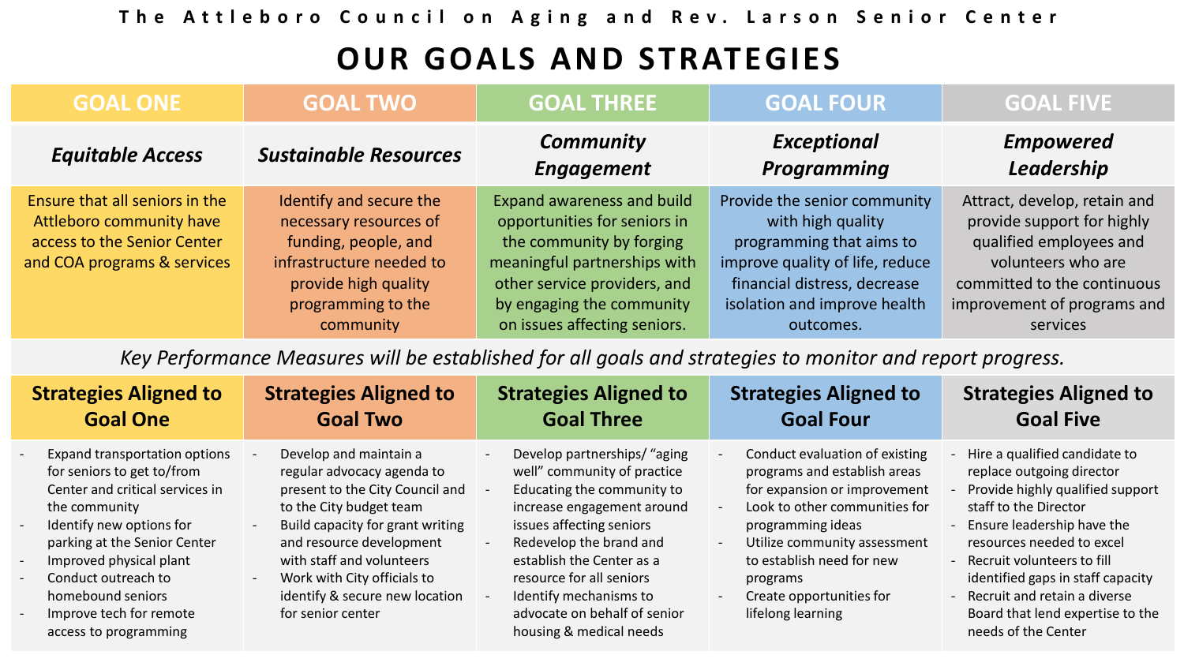The Attleboro Council on Aging and Rev. Larson Senior Center

# OUR GOALS AND STRATEGIES

| GOAL ONE | GOAL TWO | GOAL THREE | GOAL FOUR | GOAL FIVE |
|---|---|---|---|---|
| ***Equitable Access*** | ***Sustainable Resources*** | ***Community Engagement*** | ***Exceptional Programming*** | ***Empowered Leadership*** |
| Ensure that all seniors in the Attleboro community have access to the Senior Center and COA programs & services | Identify and secure the necessary resources of funding, people, and infrastructure needed to provide high quality programming to the community | Expand awareness and build opportunities for seniors in the community by forging meaningful partnerships with other service providers, and by engaging the community on issues affecting seniors. | Provide the senior community with high quality programming that aims to improve quality of life, reduce financial distress, decrease isolation and improve health outcomes. | Attract, develop, retain and provide support for highly qualified employees and volunteers who are committed to the continuous improvement of programs and services |

*Key Performance Measures will be established for all goals and strategies to monitor and report progress.*

| Strategies Aligned to Goal One | Strategies Aligned to Goal Two | Strategies Aligned to Goal Three | Strategies Aligned to Goal Four | Strategies Aligned to Goal Five |
|---|---|---|---|---|
| - Expand transportation options for seniors to get to/from Center and critical services in the community<br>- Identify new options for parking at the Senior Center<br>- Improved physical plant<br>- Conduct outreach to homebound seniors<br>- Improve tech for remote access to programming | - Develop and maintain a regular advocacy agenda to present to the City Council and to the City budget team<br>- Build capacity for grant writing and resource development with staff and volunteers<br>- Work with City officials to identify & secure new location for senior center | - Develop partnerships/ "aging well" community of practice<br>- Educating the community to increase engagement around issues affecting seniors<br>- Redevelop the brand and establish the Center as a resource for all seniors<br>- Identify mechanisms to advocate on behalf of senior housing & medical needs | - Conduct evaluation of existing programs and establish areas for expansion or improvement<br>- Look to other communities for programming ideas<br>- Utilize community assessment to establish need for new programs<br>- Create opportunities for lifelong learning | - Hire a qualified candidate to replace outgoing director<br>- Provide highly qualified support staff to the Director<br>- Ensure leadership have the resources needed to excel<br>- Recruit volunteers to fill identified gaps in staff capacity<br>- Recruit and retain a diverse Board that lend expertise to the needs of the Center |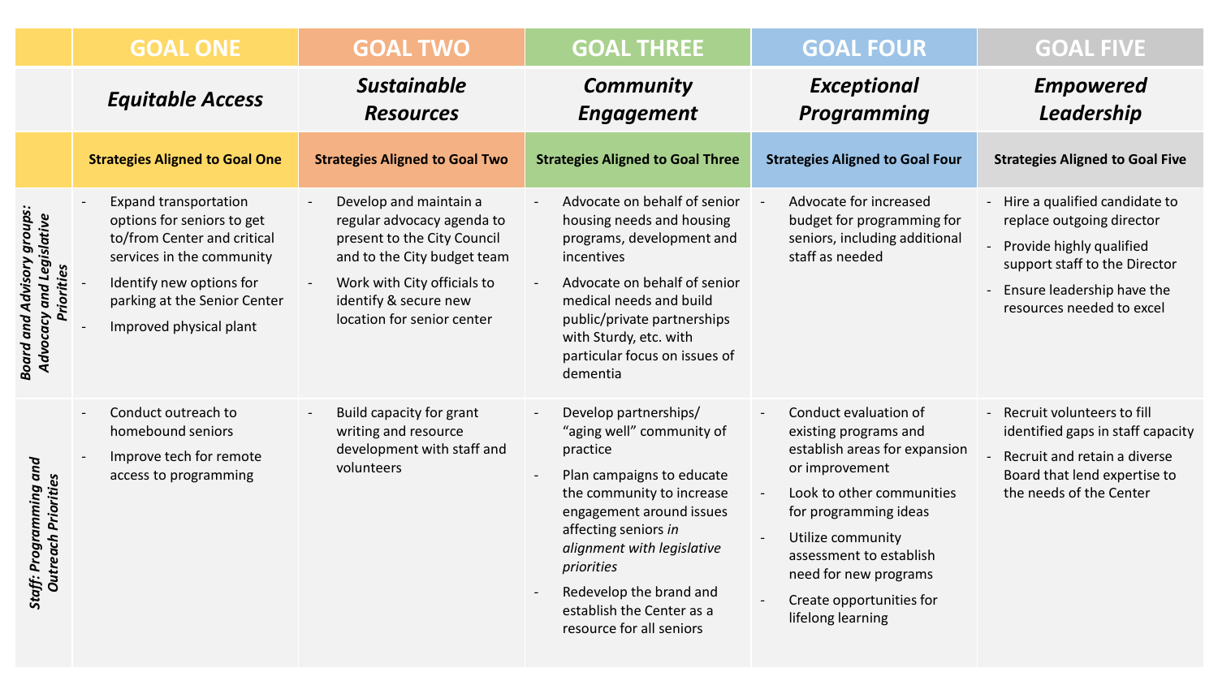| | GOAL ONE | GOAL TWO | GOAL THREE | GOAL FOUR | GOAL FIVE |
|---|---|---|---|---|---|
| | ***Equitable Access*** | ***Sustainable Resources*** | ***Community Engagement*** | ***Exceptional Programming*** | ***Empowered Leadership*** |
| | **Strategies Aligned to Goal One** | **Strategies Aligned to Goal Two** | **Strategies Aligned to Goal Three** | **Strategies Aligned to Goal Four** | **Strategies Aligned to Goal Five** |
| ***Board and Advisory groups: Advocacy and Legislative Priorities*** | - Expand transportation options for seniors to get to/from Center and critical services in the community<br>- Identify new options for parking at the Senior Center<br>- Improved physical plant | - Develop and maintain a regular advocacy agenda to present to the City Council and to the City budget team<br>- Work with City officials to identify & secure new location for senior center | - Advocate on behalf of senior housing needs and housing programs, development and incentives<br>- Advocate on behalf of senior medical needs and build public/private partnerships with Sturdy, etc. with particular focus on issues of dementia | - Advocate for increased budget for programming for seniors, including additional staff as needed | - Hire a qualified candidate to replace outgoing director<br>- Provide highly qualified support staff to the Director<br>- Ensure leadership have the resources needed to excel |
| ***Staff: Programming and Outreach Priorities*** | - Conduct outreach to homebound seniors<br>- Improve tech for remote access to programming | - Build capacity for grant writing and resource development with staff and volunteers | - Develop partnerships/ "aging well" community of practice<br>- Plan campaigns to educate the community to increase engagement around issues affecting seniors *in alignment with legislative priorities*<br>- Redevelop the brand and establish the Center as a resource for all seniors | - Conduct evaluation of existing programs and establish areas for expansion or improvement<br>- Look to other communities for programming ideas<br>- Utilize community assessment to establish need for new programs<br>- Create opportunities for lifelong learning | - Recruit volunteers to fill identified gaps in staff capacity<br>- Recruit and retain a diverse Board that lend expertise to the needs of the Center |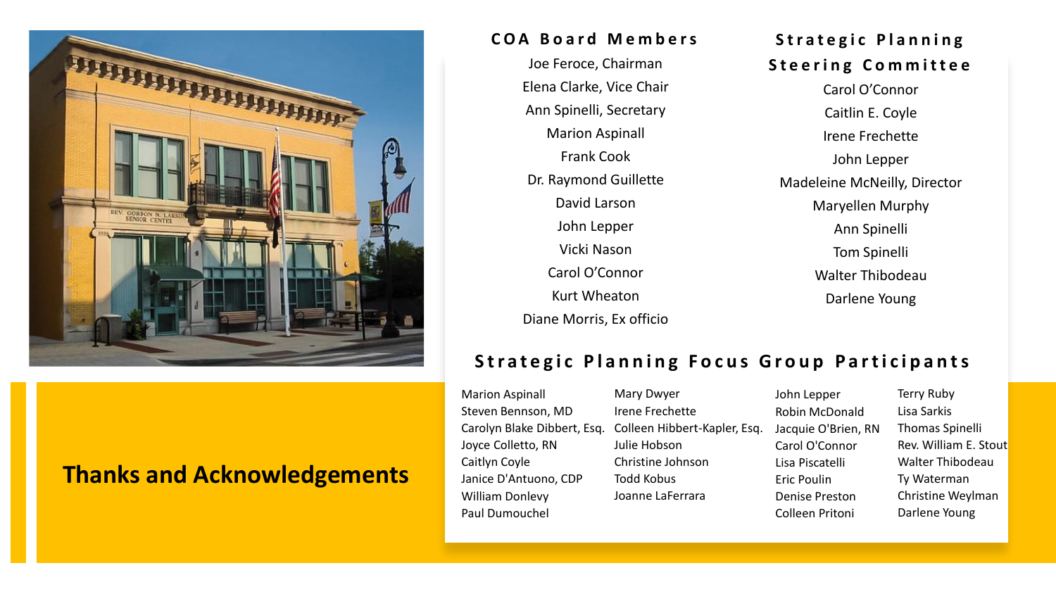# Thanks and Acknowledgements

## COA Board Members

Joe Feroce, Chairman
Elena Clarke, Vice Chair
Ann Spinelli, Secretary
Marion Aspinall
Frank Cook
Dr. Raymond Guillette
David Larson
John Lepper
Vicki Nason
Carol O'Connor
Kurt Wheaton
Diane Morris, Ex officio

## Strategic Planning Steering Committee

Carol O'Connor
Caitlin E. Coyle
Irene Frechette
John Lepper
Madeleine McNeilly, Director
Maryellen Murphy
Ann Spinelli
Tom Spinelli
Walter Thibodeau
Darlene Young

## Strategic Planning Focus Group Participants

Marion Aspinall
Steven Bennson, MD
Carolyn Blake Dibbert, Esq.
Joyce Colletto, RN
Caitlyn Coyle
Janice D'Antuono, CDP
William Donlevy
Paul Dumouchel
Mary Dwyer
Irene Frechette
Colleen Hibbert-Kapler, Esq.
Julie Hobson
Christine Johnson
Todd Kobus
Joanne LaFerrara
John Lepper
Robin McDonald
Jacquie O'Brien, RN
Carol O'Connor
Lisa Piscatelli
Eric Poulin
Denise Preston
Colleen Pritoni
Terry Ruby
Lisa Sarkis
Thomas Spinelli
Rev. William E. Stout
Walter Thibodeau
Ty Waterman
Christine Weylman
Darlene Young